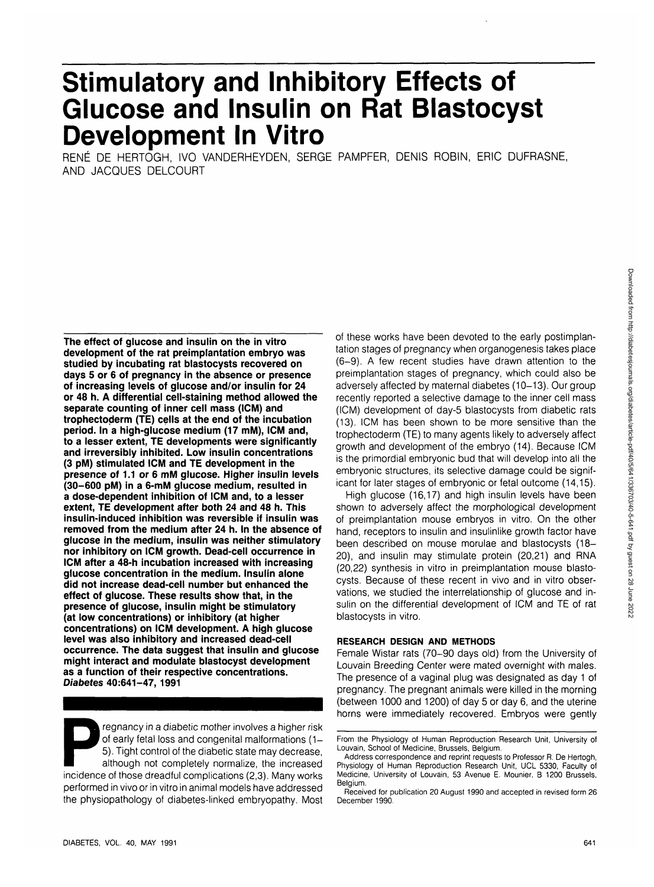# Stimulatory and Inhibitory Effects of Glucose and Insulin on Rat Blastocyst Development In Vitro

RENÉ DE HERTOGH, IVO VANDERHEYDEN, SERGE PAMPFER, DENIS ROBIN, ERIC DUFRASNE, AND JACQUES DELCOURT

**The effect of glucose and insulin on the in vitro development of the rat preimplantation embryo was studied by incubating rat blastocysts recovered on days 5 or 6 of pregnancy in the absence or presence of increasing levels of glucose and/or insulin for 24 or 48 h. A differential cell-staining method allowed the separate counting of inner cell mass (ICM) and trophectoderm (TE) cells at the end of the incubation period. In a high-glucose medium (17 mM), ICM and, to a lesser extent, TE developments were significantly and irreversibly inhibited. Low insulin concentrations (3 pM) stimulated ICM and TE development in the presence of 1.1 or 6 mM glucose. Higher insulin levels (30–600 pM) in a 6-mM glucose medium, resulted in a dose-dependent inhibition of ICM and, to a lesser extent, TE development after both 24 and 48 h. This insulin-induced inhibition was reversible if insulin was removed from the medium after 24 h. In the absence of glucose in the medium, insulin was neither stimulatory nor inhibitory on ICM growth. Dead-cell occurrence in ICM after a 48-h incubation increased with increasing glucose concentration in the medium. Insulin alone did not increase dead-cell number but enhanced the effect of glucose. These results show that, in the presence of glucose, insulin might be stimulatory (at low concentrations) or inhibitory (at higher concentrations) on ICM development. A high glucose level was also inhibitory and increased dead-cell occurrence. The data suggest that insulin and glucose might interact and modulate blastocyst development as a function of their respective concentrations.** ***Diabetes* 40:641–47, 1991**

Pregnancy in a diabetic mother involves a higher risk of early fetal loss and congenital malformations (1–5). Tight control of the diabetic state may decrease, although not completely normalize, the increased incidence of those dreadful complications (2,3). Many works performed in vivo or in vitro in animal models have addressed the physiopathology of diabetes-linked embryopathy. Most of these works have been devoted to the early postimplantation stages of pregnancy when organogenesis takes place (6–9). A few recent studies have drawn attention to the preimplantation stages of pregnancy, which could also be adversely affected by maternal diabetes (10–13). Our group recently reported a selective damage to the inner cell mass (ICM) development of day-5 blastocysts from diabetic rats (13). ICM has been shown to be more sensitive than the trophectoderm (TE) to many agents likely to adversely affect growth and development of the embryo (14). Because ICM is the primordial embryonic bud that will develop into all the embryonic structures, its selective damage could be significant for later stages of embryonic or fetal outcome (14,15).

High glucose (16,17) and high insulin levels have been shown to adversely affect the morphological development of preimplantation mouse embryos in vitro. On the other hand, receptors to insulin and insulinlike growth factor have been described on mouse morulae and blastocysts (18–20), and insulin may stimulate protein (20,21) and RNA (20,22) synthesis in vitro in preimplantation mouse blastocysts. Because of these recent in vivo and in vitro observations, we studied the interrelationship of glucose and insulin on the differential development of ICM and TE of rat blastocysts in vitro.

## RESEARCH DESIGN AND METHODS

Female Wistar rats (70–90 days old) from the University of Louvain Breeding Center were mated overnight with males. The presence of a vaginal plug was designated as day 1 of pregnancy. The pregnant animals were killed in the morning (between 1000 and 1200) of day 5 or day 6, and the uterine horns were immediately recovered. Embryos were gently

From the Physiology of Human Reproduction Research Unit, University of Louvain, School of Medicine, Brussels, Belgium.

Address correspondence and reprint requests to Professor R. De Hertogh, Physiology of Human Reproduction Research Unit, UCL 5330, Faculty of Medicine, University of Louvain, 53 Avenue E. Mounier, B 1200 Brussels, Belgium.

Received for publication 20 August 1990 and accepted in revised form 26 December 1990.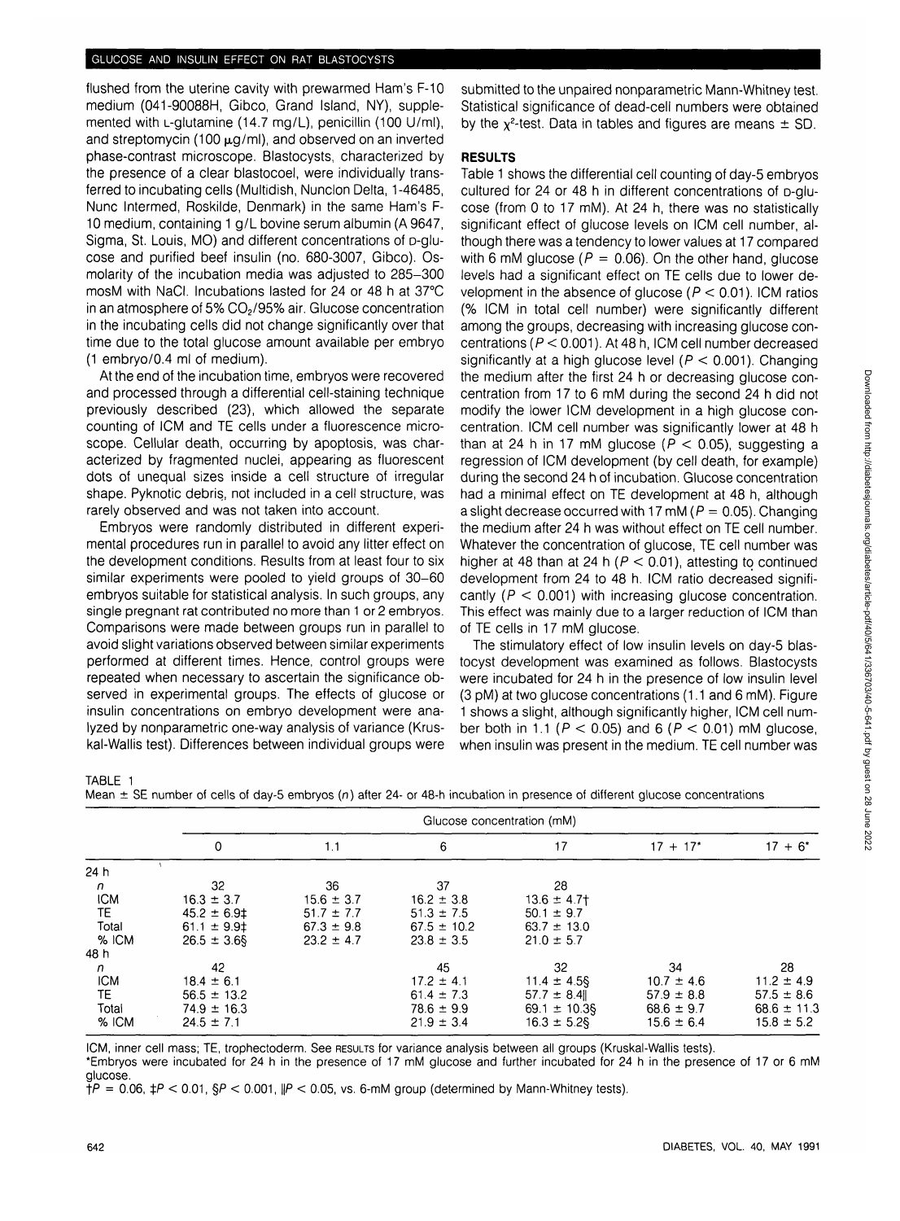flushed from the uterine cavity with prewarmed Ham's F-10 medium (041-90088H, Gibco, Grand Island, NY), supplemented with L-glutamine (14.7 mg/L), penicillin (100 U/ml), and streptomycin (100 μg/ml), and observed on an inverted phase-contrast microscope. Blastocysts, characterized by the presence of a clear blastocoel, were individually transferred to incubating cells (Multidish, Nunclon Delta, 1-46485, Nunc Intermed, Roskilde, Denmark) in the same Ham's F-10 medium, containing 1 g/L bovine serum albumin (A 9647, Sigma, St. Louis, MO) and different concentrations of D-glucose and purified beef insulin (no. 680-3007, Gibco). Osmolarity of the incubation media was adjusted to 285–300 mosM with NaCl. Incubations lasted for 24 or 48 h at 37°C in an atmosphere of 5% $CO_2$/95% air. Glucose concentration in the incubating cells did not change significantly over that time due to the total glucose amount available per embryo (1 embryo/0.4 ml of medium).

At the end of the incubation time, embryos were recovered and processed through a differential cell-staining technique previously described (23), which allowed the separate counting of ICM and TE cells under a fluorescence microscope. Cellular death, occurring by apoptosis, was characterized by fragmented nuclei, appearing as fluorescent dots of unequal sizes inside a cell structure of irregular shape. Pyknotic debris, not included in a cell structure, was rarely observed and was not taken into account.

Embryos were randomly distributed in different experimental procedures run in parallel to avoid any litter effect on the development conditions. Results from at least four to six similar experiments were pooled to yield groups of 30–60 embryos suitable for statistical analysis. In such groups, any single pregnant rat contributed no more than 1 or 2 embryos. Comparisons were made between groups run in parallel to avoid slight variations observed between similar experiments performed at different times. Hence, control groups were repeated when necessary to ascertain the significance observed in experimental groups. The effects of glucose or insulin concentrations on embryo development were analyzed by nonparametric one-way analysis of variance (Kruskal-Wallis test). Differences between individual groups were submitted to the unpaired nonparametric Mann-Whitney test. Statistical significance of dead-cell numbers were obtained by the $\chi^2$-test. Data in tables and figures are means ± SD.

## RESULTS

Table 1 shows the differential cell counting of day-5 embryos cultured for 24 or 48 h in different concentrations of D-glucose (from 0 to 17 mM). At 24 h, there was no statistically significant effect of glucose levels on ICM cell number, although there was a tendency to lower values at 17 compared with 6 mM glucose ($P = 0.06$). On the other hand, glucose levels had a significant effect on TE cells due to lower development in the absence of glucose ($P < 0.01$). ICM ratios (% ICM in total cell number) were significantly different among the groups, decreasing with increasing glucose concentrations ($P < 0.001$). At 48 h, ICM cell number decreased significantly at a high glucose level ($P < 0.001$). Changing the medium after the first 24 h or decreasing glucose concentration from 17 to 6 mM during the second 24 h did not modify the lower ICM development in a high glucose concentration. ICM cell number was significantly lower at 48 h than at 24 h in 17 mM glucose ($P < 0.05$), suggesting a regression of ICM development (by cell death, for example) during the second 24 h of incubation. Glucose concentration had a minimal effect on TE development at 48 h, although a slight decrease occurred with 17 mM ($P = 0.05$). Changing the medium after 24 h was without effect on TE cell number. Whatever the concentration of glucose, TE cell number was higher at 48 than at 24 h ($P < 0.01$), attesting to continued development from 24 to 48 h. ICM ratio decreased significantly ($P < 0.001$) with increasing glucose concentration. This effect was mainly due to a larger reduction of ICM than of TE cells in 17 mM glucose.

The stimulatory effect of low insulin levels on day-5 blastocyst development was examined as follows. Blastocysts were incubated for 24 h in the presence of low insulin level (3 pM) at two glucose concentrations (1.1 and 6 mM). Figure 1 shows a slight, although significantly higher, ICM cell number both in 1.1 ($P < 0.05$) and 6 ($P < 0.01$) mM glucose, when insulin was present in the medium. TE cell number was

TABLE 1
Mean ± SE number of cells of day-5 embryos (*n*) after 24- or 48-h incubation in presence of different glucose concentrations

| | Glucose concentration (mM) | | | | | |
|---|---|---|---|---|---|---|
| | 0 | 1.1 | 6 | 17 | 17 + 17* | 17 + 6* |
| 24 h | | | | | | |
| *n* | 32 | 36 | 37 | 28 | | |
| ICM | 16.3 ± 3.7 | 15.6 ± 3.7 | 16.2 ± 3.8 | 13.6 ± 4.7† | | |
| TE | 45.2 ± 6.9‡ | 51.7 ± 7.7 | 51.3 ± 7.5 | 50.1 ± 9.7 | | |
| Total | 61.1 ± 9.9‡ | 67.3 ± 9.8 | 67.5 ± 10.2 | 63.7 ± 13.0 | | |
| % ICM | 26.5 ± 3.6§ | 23.2 ± 4.7 | 23.8 ± 3.5 | 21.0 ± 5.7 | | |
| 48 h | | | | | | |
| *n* | 42 | | 45 | 32 | 34 | 28 |
| ICM | 18.4 ± 6.1 | | 17.2 ± 4.1 | 11.4 ± 4.5§ | 10.7 ± 4.6 | 11.2 ± 4.9 |
| TE | 56.5 ± 13.2 | | 61.4 ± 7.3 | 57.7 ± 8.4‖ | 57.9 ± 8.8 | 57.5 ± 8.6 |
| Total | 74.9 ± 16.3 | | 78.6 ± 9.9 | 69.1 ± 10.3§ | 68.6 ± 9.7 | 68.6 ± 11.3 |
| % ICM | 24.5 ± 7.1 | | 21.9 ± 3.4 | 16.3 ± 5.2§ | 15.6 ± 6.4 | 15.8 ± 5.2 |

ICM, inner cell mass; TE, trophectoderm. See RESULTS for variance analysis between all groups (Kruskal-Wallis tests).
*Embryos were incubated for 24 h in the presence of 17 mM glucose and further incubated for 24 h in the presence of 17 or 6 mM glucose.
†$P = 0.06$, ‡$P < 0.01$, §$P < 0.001$, ‖$P < 0.05$, vs. 6-mM group (determined by Mann-Whitney tests).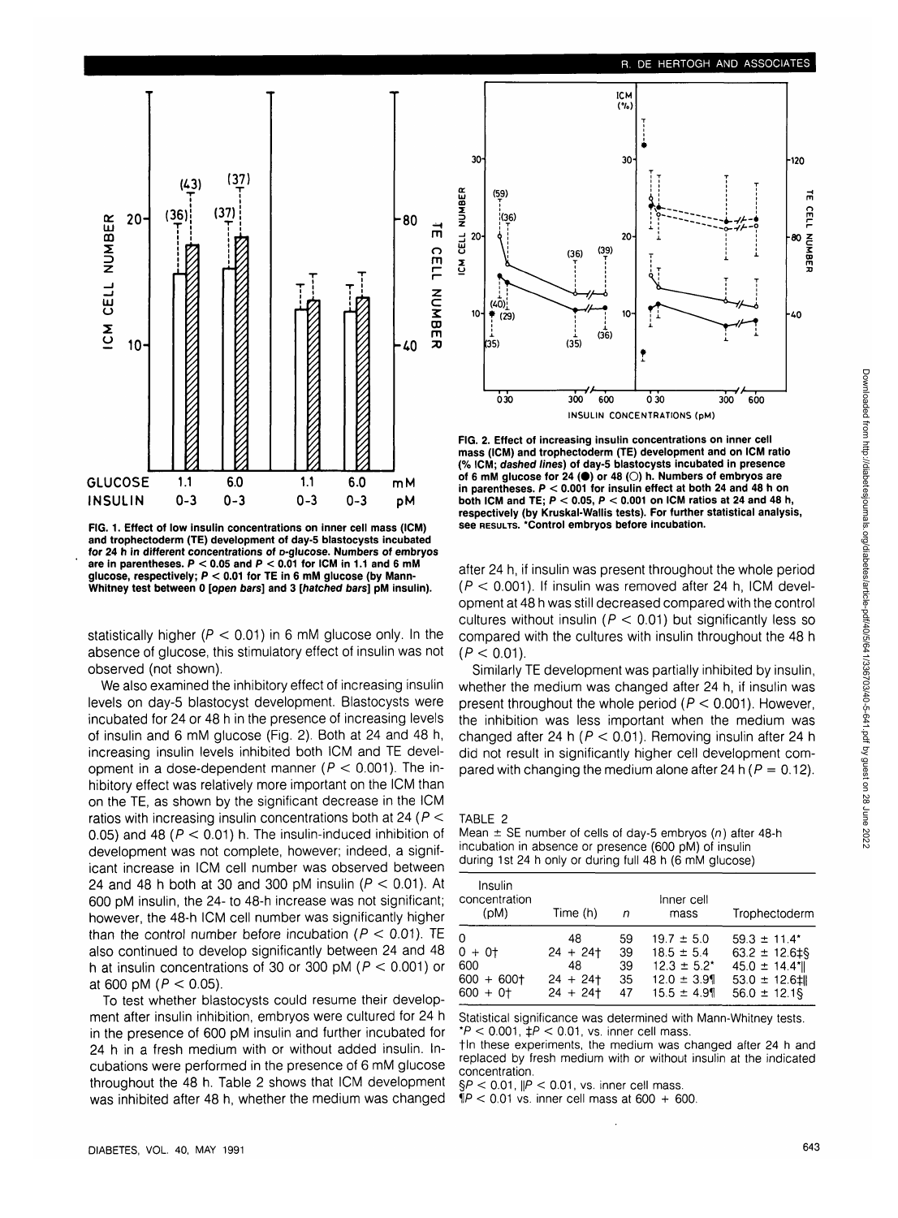FIG. 1. Effect of low insulin concentrations on inner cell mass (ICM) and trophectoderm (TE) development of day-5 blastocysts incubated for 24 h in different concentrations of D-glucose. Numbers of embryos are in parentheses. $P < 0.05$ and $P < 0.01$ for ICM in 1.1 and 6 mM glucose, respectively; $P < 0.01$ for TE in 6 mM glucose (by Mann-Whitney test between 0 [open bars] and 3 [hatched bars] pM insulin).

FIG. 2. Effect of increasing insulin concentrations on inner cell mass (ICM) and trophectoderm (TE) development and on ICM ratio (% ICM; dashed lines) of day-5 blastocysts incubated in presence of 6 mM glucose for 24 (●) or 48 (○) h. Numbers of embryos are in parentheses. $P < 0.001$ for insulin effect at both 24 and 48 h on both ICM and TE; $P < 0.05$, $P < 0.001$ on ICM ratios at 24 and 48 h, respectively (by Kruskal-Wallis tests). For further statistical analysis, see RESULTS. *Control embryos before incubation.

statistically higher ($P < 0.01$) in 6 mM glucose only. In the absence of glucose, this stimulatory effect of insulin was not observed (not shown).

We also examined the inhibitory effect of increasing insulin levels on day-5 blastocyst development. Blastocysts were incubated for 24 or 48 h in the presence of increasing levels of insulin and 6 mM glucose (Fig. 2). Both at 24 and 48 h, increasing insulin levels inhibited both ICM and TE development in a dose-dependent manner ($P < 0.001$). The inhibitory effect was relatively more important on the ICM than on the TE, as shown by the significant decrease in the ICM ratios with increasing insulin concentrations both at 24 ($P < 0.05$) and 48 ($P < 0.01$) h. The insulin-induced inhibition of development was not complete, however; indeed, a significant increase in ICM cell number was observed between 24 and 48 h both at 30 and 300 pM insulin ($P < 0.01$). At 600 pM insulin, the 24- to 48-h increase was not significant; however, the 48-h ICM cell number was significantly higher than the control number before incubation ($P < 0.01$). TE also continued to develop significantly between 24 and 48 h at insulin concentrations of 30 or 300 pM ($P < 0.001$) or at 600 pM ($P < 0.05$).

To test whether blastocysts could resume their development after insulin inhibition, embryos were cultured for 24 h in the presence of 600 pM insulin and further incubated for 24 h in a fresh medium with or without added insulin. Incubations were performed in the presence of 6 mM glucose throughout the 48 h. Table 2 shows that ICM development was inhibited after 48 h, whether the medium was changed after 24 h, if insulin was present throughout the whole period ($P < 0.001$). If insulin was removed after 24 h, ICM development at 48 h was still decreased compared with the control cultures without insulin ($P < 0.01$) but significantly less so compared with the cultures with insulin throughout the 48 h ($P < 0.01$).

Similarly TE development was partially inhibited by insulin, whether the medium was changed after 24 h, if insulin was present throughout the whole period ($P < 0.001$). However, the inhibition was less important when the medium was changed after 24 h ($P < 0.01$). Removing insulin after 24 h did not result in significantly higher cell development compared with changing the medium alone after 24 h ($P = 0.12$).

TABLE 2
Mean ± SE number of cells of day-5 embryos ($n$) after 48-h incubation in absence or presence (600 pM) of insulin during 1st 24 h only or during full 48 h (6 mM glucose)

| Insulin concentration (pM) | Time (h) | $n$ | Inner cell mass | Trophectoderm |
|---|---|---|---|---|
| 0 | 48 | 59 | 19.7 ± 5.0 | 59.3 ± 11.4* |
| 0 + 0† | 24 + 24† | 39 | 18.5 ± 5.4 | 63.2 ± 12.6‡§ |
| 600 | 48 | 39 | 12.3 ± 5.2* | 45.0 ± 14.4*‖ |
| 600 + 600† | 24 + 24† | 35 | 12.0 ± 3.9¶ | 53.0 ± 12.6‡‖ |
| 600 + 0† | 24 + 24† | 47 | 15.5 ± 4.9¶ | 56.0 ± 12.1§ |

Statistical significance was determined with Mann-Whitney tests.
*$P < 0.001$, ‡$P < 0.01$, vs. inner cell mass.
†In these experiments, the medium was changed after 24 h and replaced by fresh medium with or without insulin at the indicated concentration.
§$P < 0.01$, ‖$P < 0.01$, vs. inner cell mass.
¶$P < 0.01$ vs. inner cell mass at 600 + 600.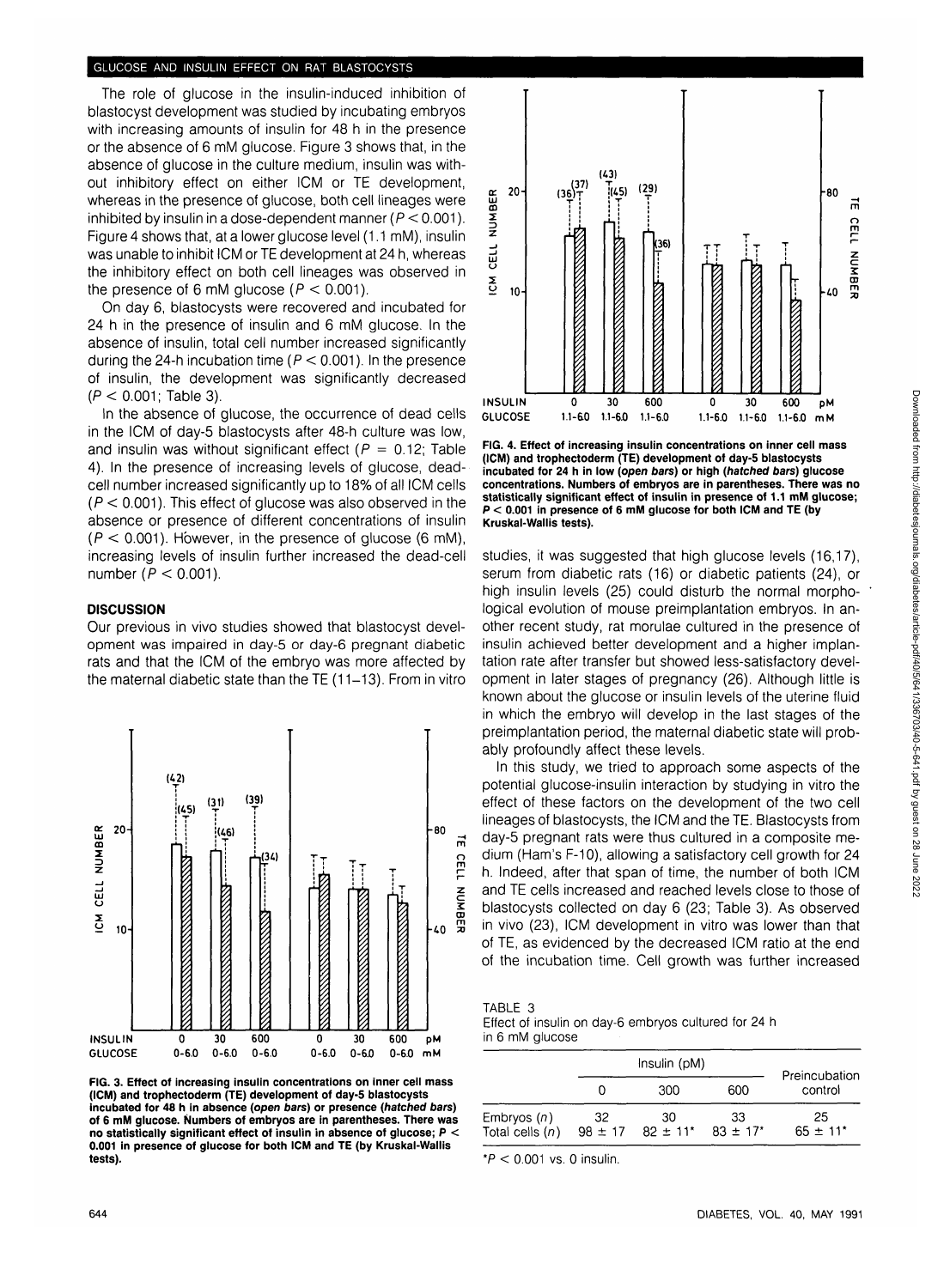The role of glucose in the insulin-induced inhibition of blastocyst development was studied by incubating embryos with increasing amounts of insulin for 48 h in the presence or the absence of 6 mM glucose. Figure 3 shows that, in the absence of glucose in the culture medium, insulin was without inhibitory effect on either ICM or TE development, whereas in the presence of glucose, both cell lineages were inhibited by insulin in a dose-dependent manner ($P < 0.001$). Figure 4 shows that, at a lower glucose level (1.1 mM), insulin was unable to inhibit ICM or TE development at 24 h, whereas the inhibitory effect on both cell lineages was observed in the presence of 6 mM glucose ($P < 0.001$).

On day 6, blastocysts were recovered and incubated for 24 h in the presence of insulin and 6 mM glucose. In the absence of insulin, total cell number increased significantly during the 24-h incubation time ($P < 0.001$). In the presence of insulin, the development was significantly decreased ($P < 0.001$; Table 3).

In the absence of glucose, the occurrence of dead cells in the ICM of day-5 blastocysts after 48-h culture was low, and insulin was without significant effect ($P = 0.12$; Table 4). In the presence of increasing levels of glucose, dead-cell number increased significantly up to 18% of all ICM cells ($P < 0.001$). This effect of glucose was also observed in the absence or presence of different concentrations of insulin ($P < 0.001$). However, in the presence of glucose (6 mM), increasing levels of insulin further increased the dead-cell number ($P < 0.001$).

## DISCUSSION

Our previous in vivo studies showed that blastocyst development was impaired in day-5 or day-6 pregnant diabetic rats and that the ICM of the embryo was more affected by the maternal diabetic state than the TE (11–13). From in vitro studies, it was suggested that high glucose levels (16,17), serum from diabetic rats (16) or diabetic patients (24), or high insulin levels (25) could disturb the normal morphological evolution of mouse preimplantation embryos. In another recent study, rat morulae cultured in the presence of insulin achieved better development and a higher implantation rate after transfer but showed less-satisfactory development in later stages of pregnancy (26). Although little is known about the glucose or insulin levels of the uterine fluid in which the embryo will develop in the last stages of the preimplantation period, the maternal diabetic state will probably profoundly affect these levels.

In this study, we tried to approach some aspects of the potential glucose-insulin interaction by studying in vitro the effect of these factors on the development of the two cell lineages of blastocysts, the ICM and the TE. Blastocysts from day-5 pregnant rats were thus cultured in a composite medium (Ham's F-10), allowing a satisfactory cell growth for 24 h. Indeed, after that span of time, the number of both ICM and TE cells increased and reached levels close to those of blastocysts collected on day 6 (23; Table 3). As observed in vivo (23), ICM development in vitro was lower than that of TE, as evidenced by the decreased ICM ratio at the end of the incubation time. Cell growth was further increased

**FIG. 3. Effect of increasing insulin concentrations on inner cell mass (ICM) and trophectoderm (TE) development of day-5 blastocysts incubated for 48 h in absence (*open bars*) or presence (*hatched bars*) of 6 mM glucose. Numbers of embryos are in parentheses. There was no statistically significant effect of insulin in absence of glucose; $P <$ 0.001 in presence of glucose for both ICM and TE (by Kruskal-Wallis tests).**

**FIG. 4. Effect of increasing insulin concentrations on inner cell mass (ICM) and trophectoderm (TE) development of day-5 blastocysts incubated for 24 h in low (*open bars*) or high (*hatched bars*) glucose concentrations. Numbers of embryos are in parentheses. There was no statistically significant effect of insulin in presence of 1.1 mM glucose; $P < 0.001$ in presence of 6 mM glucose for both ICM and TE (by Kruskal-Wallis tests).**

TABLE 3
Effect of insulin on day-6 embryos cultured for 24 h in 6 mM glucose

| | Insulin (pM) | | | Preincubation control |
|---|---|---|---|---|
| | 0 | 300 | 600 | |
| Embryos ($n$) | 32 | 30 | 33 | 25 |
| Total cells ($n$) | 98 ± 17 | 82 ± 11* | 83 ± 17* | 65 ± 11* |

*$P < 0.001$ vs. 0 insulin.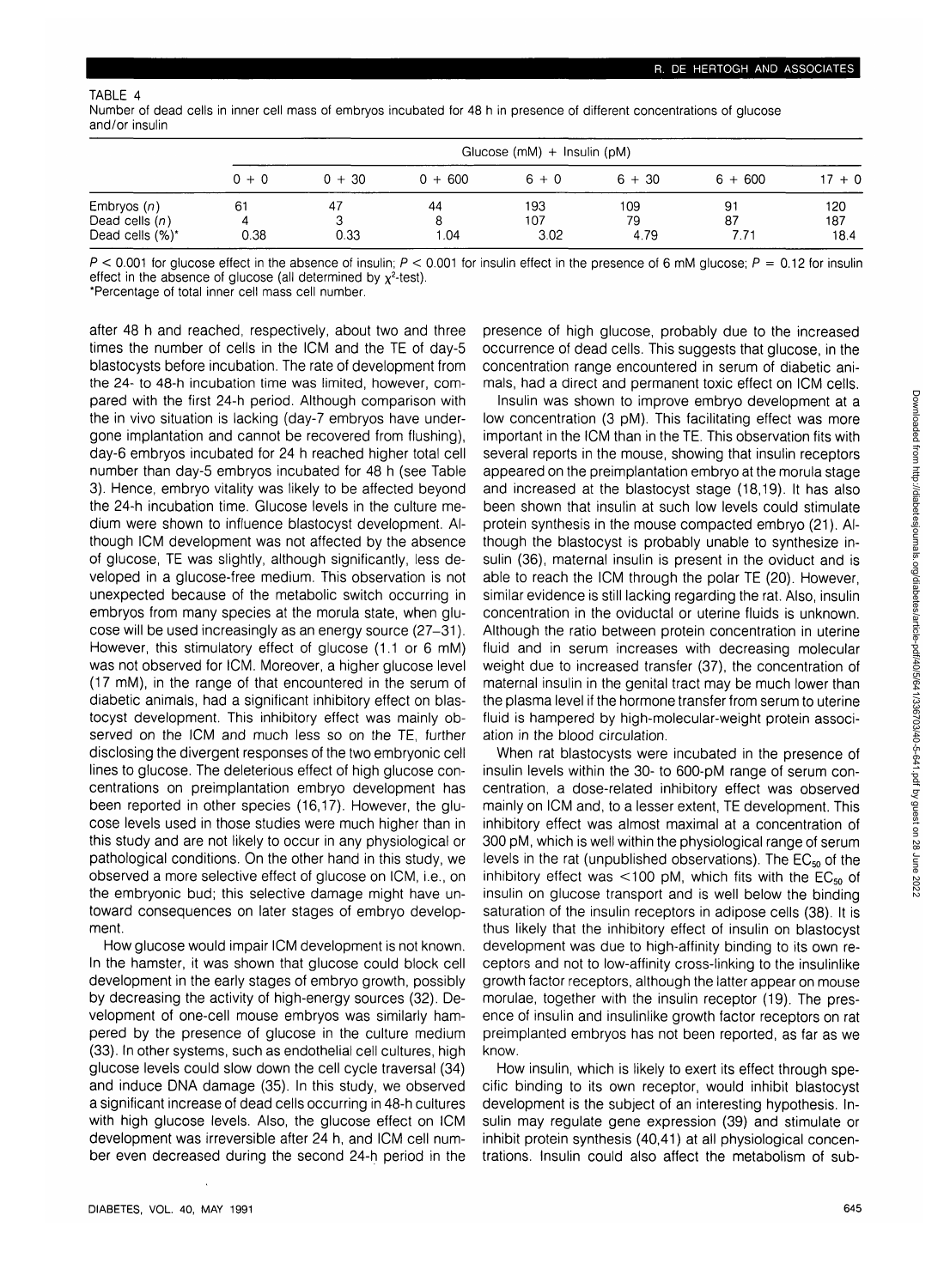TABLE 4
Number of dead cells in inner cell mass of embryos incubated for 48 h in presence of different concentrations of glucose and/or insulin

| | Glucose (mM) + Insulin (pM) | | | | | | |
|---|---|---|---|---|---|---|---|
| | 0 + 0 | 0 + 30 | 0 + 600 | 6 + 0 | 6 + 30 | 6 + 600 | 17 + 0 |
| Embryos (*n*) | 61 | 47 | 44 | 193 | 109 | 91 | 120 |
| Dead cells (*n*) | 4 | 3 | 8 | 107 | 79 | 87 | 187 |
| Dead cells (%)* | 0.38 | 0.33 | 1.04 | 3.02 | 4.79 | 7.71 | 18.4 |

$P < 0.001$ for glucose effect in the absence of insulin; $P < 0.001$ for insulin effect in the presence of 6 mM glucose; $P = 0.12$ for insulin effect in the absence of glucose (all determined by $\chi^2$-test).
*Percentage of total inner cell mass cell number.

after 48 h and reached, respectively, about two and three times the number of cells in the ICM and the TE of day-5 blastocysts before incubation. The rate of development from the 24- to 48-h incubation time was limited, however, compared with the first 24-h period. Although comparison with the in vivo situation is lacking (day-7 embryos have undergone implantation and cannot be recovered from flushing), day-6 embryos incubated for 24 h reached higher total cell number than day-5 embryos incubated for 48 h (see Table 3). Hence, embryo vitality was likely to be affected beyond the 24-h incubation time. Glucose levels in the culture medium were shown to influence blastocyst development. Although ICM development was not affected by the absence of glucose, TE was slightly, although significantly, less developed in a glucose-free medium. This observation is not unexpected because of the metabolic switch occurring in embryos from many species at the morula state, when glucose will be used increasingly as an energy source (27–31). However, this stimulatory effect of glucose (1.1 or 6 mM) was not observed for ICM. Moreover, a higher glucose level (17 mM), in the range of that encountered in the serum of diabetic animals, had a significant inhibitory effect on blastocyst development. This inhibitory effect was mainly observed on the ICM and much less so on the TE, further disclosing the divergent responses of the two embryonic cell lines to glucose. The deleterious effect of high glucose concentrations on preimplantation embryo development has been reported in other species (16,17). However, the glucose levels used in those studies were much higher than in this study and are not likely to occur in any physiological or pathological conditions. On the other hand in this study, we observed a more selective effect of glucose on ICM, i.e., on the embryonic bud; this selective damage might have untoward consequences on later stages of embryo development.

How glucose would impair ICM development is not known. In the hamster, it was shown that glucose could block cell development in the early stages of embryo growth, possibly by decreasing the activity of high-energy sources (32). Development of one-cell mouse embryos was similarly hampered by the presence of glucose in the culture medium (33). In other systems, such as endothelial cell cultures, high glucose levels could slow down the cell cycle traversal (34) and induce DNA damage (35). In this study, we observed a significant increase of dead cells occurring in 48-h cultures with high glucose levels. Also, the glucose effect on ICM development was irreversible after 24 h, and ICM cell number even decreased during the second 24-h period in the presence of high glucose, probably due to the increased occurrence of dead cells. This suggests that glucose, in the concentration range encountered in serum of diabetic animals, had a direct and permanent toxic effect on ICM cells.

Insulin was shown to improve embryo development at a low concentration (3 pM). This facilitating effect was more important in the ICM than in the TE. This observation fits with several reports in the mouse, showing that insulin receptors appeared on the preimplantation embryo at the morula stage and increased at the blastocyst stage (18,19). It has also been shown that insulin at such low levels could stimulate protein synthesis in the mouse compacted embryo (21). Although the blastocyst is probably unable to synthesize insulin (36), maternal insulin is present in the oviduct and is able to reach the ICM through the polar TE (20). However, similar evidence is still lacking regarding the rat. Also, insulin concentration in the oviductal or uterine fluids is unknown. Although the ratio between protein concentration in uterine fluid and in serum increases with decreasing molecular weight due to increased transfer (37), the concentration of maternal insulin in the genital tract may be much lower than the plasma level if the hormone transfer from serum to uterine fluid is hampered by high-molecular-weight protein association in the blood circulation.

When rat blastocysts were incubated in the presence of insulin levels within the 30- to 600-pM range of serum concentration, a dose-related inhibitory effect was observed mainly on ICM and, to a lesser extent, TE development. This inhibitory effect was almost maximal at a concentration of 300 pM, which is well within the physiological range of serum levels in the rat (unpublished observations). The $EC_{50}$ of the inhibitory effect was <100 pM, which fits with the $EC_{50}$ of insulin on glucose transport and is well below the binding saturation of the insulin receptors in adipose cells (38). It is thus likely that the inhibitory effect of insulin on blastocyst development was due to high-affinity binding to its own receptors and not to low-affinity cross-linking to the insulinlike growth factor receptors, although the latter appear on mouse morulae, together with the insulin receptor (19). The presence of insulin and insulinlike growth factor receptors on rat preimplanted embryos has not been reported, as far as we know.

How insulin, which is likely to exert its effect through specific binding to its own receptor, would inhibit blastocyst development is the subject of an interesting hypothesis. Insulin may regulate gene expression (39) and stimulate or inhibit protein synthesis (40,41) at all physiological concentrations. Insulin could also affect the metabolism of sub-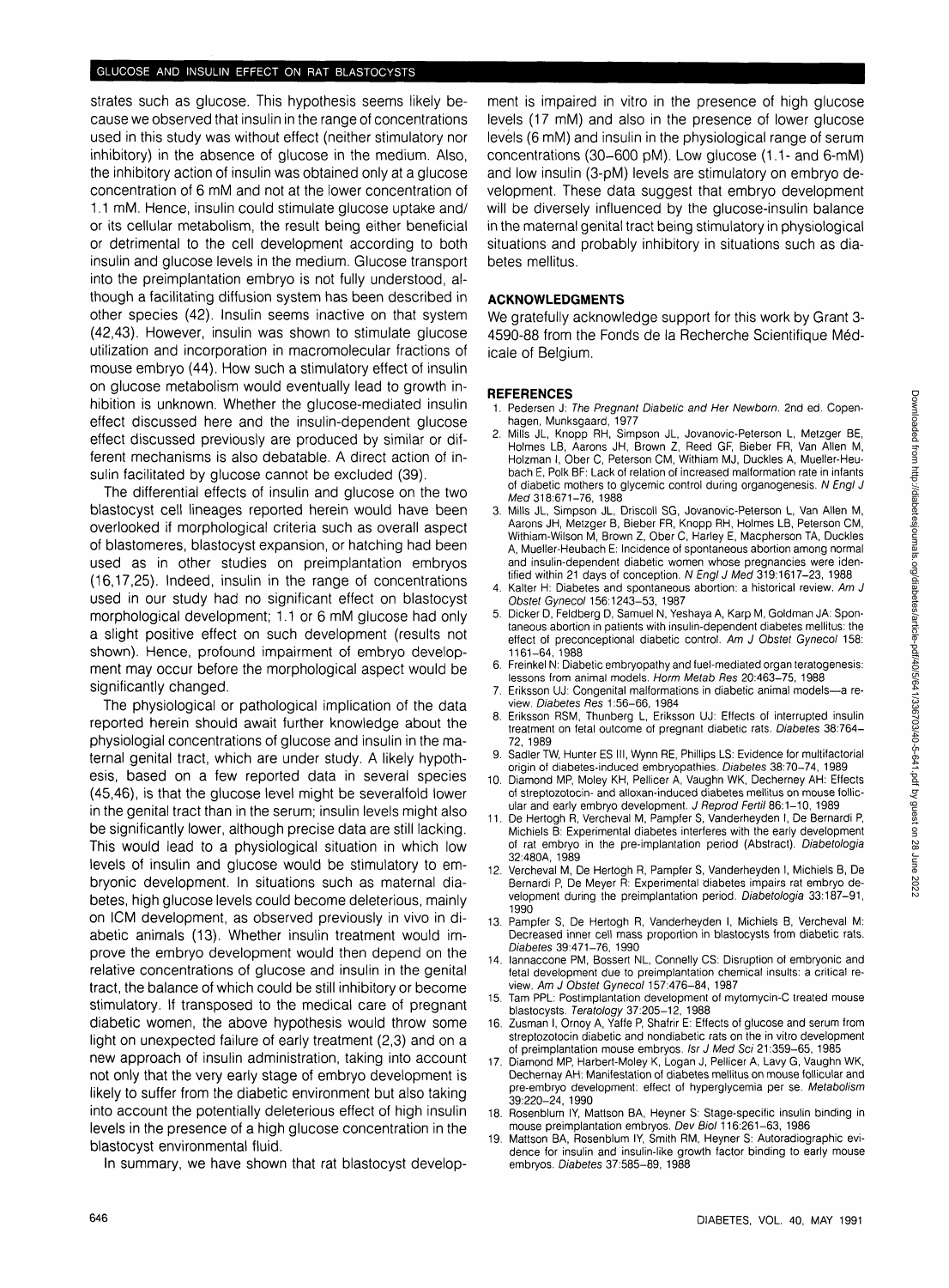strates such as glucose. This hypothesis seems likely because we observed that insulin in the range of concentrations used in this study was without effect (neither stimulatory nor inhibitory) in the absence of glucose in the medium. Also, the inhibitory action of insulin was obtained only at a glucose concentration of 6 mM and not at the lower concentration of 1.1 mM. Hence, insulin could stimulate glucose uptake and/or its cellular metabolism, the result being either beneficial or detrimental to the cell development according to both insulin and glucose levels in the medium. Glucose transport into the preimplantation embryo is not fully understood, although a facilitating diffusion system has been described in other species (42). Insulin seems inactive on that system (42,43). However, insulin was shown to stimulate glucose utilization and incorporation in macromolecular fractions of mouse embryo (44). How such a stimulatory effect of insulin on glucose metabolism would eventually lead to growth inhibition is unknown. Whether the glucose-mediated insulin effect discussed here and the insulin-dependent glucose effect discussed previously are produced by similar or different mechanisms is also debatable. A direct action of insulin facilitated by glucose cannot be excluded (39).

The differential effects of insulin and glucose on the two blastocyst cell lineages reported herein would have been overlooked if morphological criteria such as overall aspect of blastomeres, blastocyst expansion, or hatching had been used as in other studies on preimplantation embryos (16,17,25). Indeed, insulin in the range of concentrations used in our study had no significant effect on blastocyst morphological development; 1.1 or 6 mM glucose had only a slight positive effect on such development (results not shown). Hence, profound impairment of embryo development may occur before the morphological aspect would be significantly changed.

The physiological or pathological implication of the data reported herein should await further knowledge about the physiologial concentrations of glucose and insulin in the maternal genital tract, which are under study. A likely hypothesis, based on a few reported data in several species (45,46), is that the glucose level might be severalfold lower in the genital tract than in the serum; insulin levels might also be significantly lower, although precise data are still lacking. This would lead to a physiological situation in which low levels of insulin and glucose would be stimulatory to embryonic development. In situations such as maternal diabetes, high glucose levels could become deleterious, mainly on ICM development, as observed previously in vivo in diabetic animals (13). Whether insulin treatment would improve the embryo development would then depend on the relative concentrations of glucose and insulin in the genital tract, the balance of which could be still inhibitory or become stimulatory. If transposed to the medical care of pregnant diabetic women, the above hypothesis would throw some light on unexpected failure of early treatment (2,3) and on a new approach of insulin administration, taking into account not only that the very early stage of embryo development is likely to suffer from the diabetic environment but also taking into account the potentially deleterious effect of high insulin levels in the presence of a high glucose concentration in the blastocyst environmental fluid.

In summary, we have shown that rat blastocyst development is impaired in vitro in the presence of high glucose levels (17 mM) and also in the presence of lower glucose levels (6 mM) and insulin in the physiological range of serum concentrations (30–600 pM). Low glucose (1.1- and 6-mM) and low insulin (3-pM) levels are stimulatory on embryo development. These data suggest that embryo development will be diversely influenced by the glucose-insulin balance in the maternal genital tract being stimulatory in physiological situations and probably inhibitory in situations such as diabetes mellitus.

## ACKNOWLEDGMENTS

We gratefully acknowledge support for this work by Grant 3-4590-88 from the Fonds de la Recherche Scientifique Médicale of Belgium.

## REFERENCES

1. Pedersen J: *The Pregnant Diabetic and Her Newborn.* 2nd ed. Copenhagen, Munksgaard, 1977
2. Mills JL, Knopp RH, Simpson JL, Jovanovic-Peterson L, Metzger BE, Holmes LB, Aarons JH, Brown Z, Reed GF, Bieber FR, Van Allen M, Holzman I, Ober C, Peterson CM, Withiam MJ, Duckles A, Mueller-Heubach E, Polk BF: Lack of relation of increased malformation rate in infants of diabetic mothers to glycemic control during organogenesis. *N Engl J Med* 318:671–76, 1988
3. Mills JL, Simpson JL, Driscoll SG, Jovanovic-Peterson L, Van Allen M, Aarons JH, Metzger B, Bieber FR, Knopp RH, Holmes LB, Peterson CM, Withiam-Wilson M, Brown Z, Ober C, Harley E, Macpherson TA, Duckles A, Mueller-Heubach E: Incidence of spontaneous abortion among normal and insulin-dependent diabetic women whose pregnancies were identified within 21 days of conception. *N Engl J Med* 319:1617–23, 1988
4. Kalter H: Diabetes and spontaneous abortion: a historical review. *Am J Obstet Gynecol* 156:1243–53, 1987
5. Dicker D, Feldberg D, Samuel N, Yeshaya A, Karp M, Goldman JA: Spontaneous abortion in patients with insulin-dependent diabetes mellitus: the effect of preconceptional diabetic control. *Am J Obstet Gynecol* 158:1161–64, 1988
6. Freinkel N: Diabetic embryopathy and fuel-mediated organ teratogenesis: lessons from animal models. *Horm Metab Res* 20:463–75, 1988
7. Eriksson UJ: Congenital malformations in diabetic animal models—a review. *Diabetes Res* 1:56–66, 1984
8. Eriksson RSM, Thunberg L, Eriksson UJ: Effects of interrupted insulin treatment on fetal outcome of pregnant diabetic rats. *Diabetes* 38:764–72, 1989
9. Sadler TW, Hunter ES III, Wynn RE, Phillips LS: Evidence for multifactorial origin of diabetes-induced embryopathies. *Diabetes* 38:70–74, 1989
10. Diamond MP, Moley KH, Pellicer A, Vaughn WK, Decherney AH: Effects of streptozotocin- and alloxan-induced diabetes mellitus on mouse follicular and early embryo development. *J Reprod Fertil* 86:1–10, 1989
11. De Hertogh R, Vercheval M, Pampfer S, Vanderheyden I, De Bernardi P, Michiels B: Experimental diabetes interferes with the early development of rat embryo in the pre-implantation period (Abstract). *Diabetologia* 32:480A, 1989
12. Vercheval M, De Hertogh R, Pampfer S, Vanderheyden I, Michiels B, De Bernardi P, De Meyer R: Experimental diabetes impairs rat embryo development during the preimplantation period. *Diabetologia* 33:187–91, 1990
13. Pampfer S, De Hertogh R, Vanderheyden I, Michiels B, Vercheval M: Decreased inner cell mass proportion in blastocysts from diabetic rats. *Diabetes* 39:471–76, 1990
14. Iannaccone PM, Bossert NL, Connelly CS: Disruption of embryonic and fetal development due to preimplantation chemical insults: a critical review. *Am J Obstet Gynecol* 157:476–84, 1987
15. Tam PPL: Postimplantation development of mytomycin-C treated mouse blastocysts. *Teratology* 37:205–12, 1988
16. Zusman I, Ornoy A, Yaffe P, Shafrir E: Effects of glucose and serum from streptozotocin diabetic and nondiabetic rats on the in vitro development of preimplantation mouse embryos. *Isr J Med Sci* 21:359–65, 1985
17. Diamond MP, Harbert-Moley K, Logan J, Pellicer A, Lavy G, Vaughn WK, Dechernay AH: Manifestation of diabetes mellitus on mouse follicular and pre-embryo development: effect of hyperglycemia per se. *Metabolism* 39:220–24, 1990
18. Rosenblum IY, Mattson BA, Heyner S: Stage-specific insulin binding in mouse preimplantation embryos. *Dev Biol* 116:261–63, 1986
19. Mattson BA, Rosenblum IY, Smith RM, Heyner S: Autoradiographic evidence for insulin and insulin-like growth factor binding to early mouse embryos. *Diabetes* 37:585–89, 1988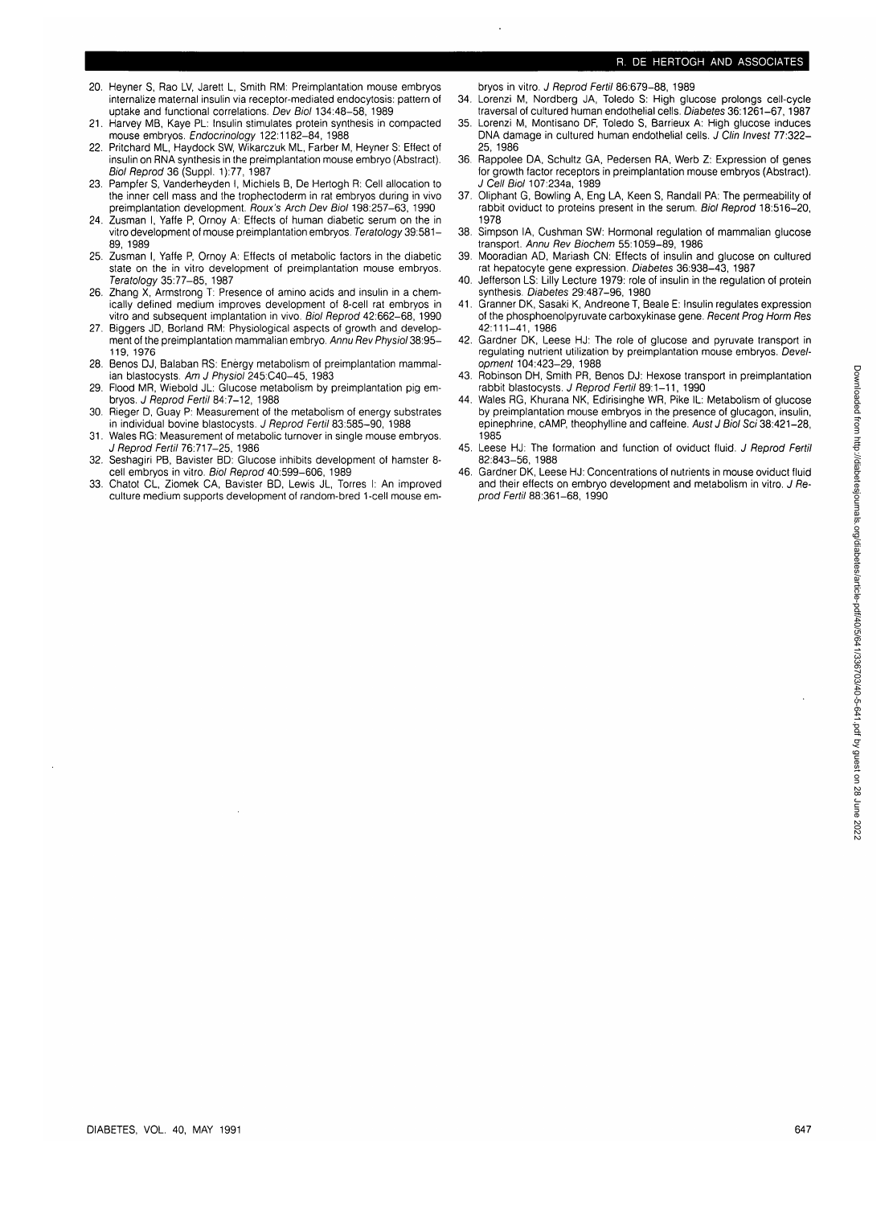20. Heyner S, Rao LV, Jarett L, Smith RM: Preimplantation mouse embryos internalize maternal insulin via receptor-mediated endocytosis: pattern of uptake and functional correlations. *Dev Biol* 134:48–58, 1989
21. Harvey MB, Kaye PL: Insulin stimulates protein synthesis in compacted mouse embryos. *Endocrinology* 122:1182–84, 1988
22. Pritchard ML, Haydock SW, Wikarczuk ML, Farber M, Heyner S: Effect of insulin on RNA synthesis in the preimplantation mouse embryo (Abstract). *Biol Reprod* 36 (Suppl. 1):77, 1987
23. Pampfer S, Vanderheyden I, Michiels B, De Hertogh R: Cell allocation to the inner cell mass and the trophectoderm in rat embryos during in vivo preimplantation development. *Roux's Arch Dev Biol* 198:257–63, 1990
24. Zusman I, Yaffe P, Ornoy A: Effects of human diabetic serum on the in vitro development of mouse preimplantation embryos. *Teratology* 39:581–89, 1989
25. Zusman I, Yaffe P, Ornoy A: Effects of metabolic factors in the diabetic state on the in vitro development of preimplantation mouse embryos. *Teratology* 35:77–85, 1987
26. Zhang X, Armstrong T: Presence of amino acids and insulin in a chemically defined medium improves development of 8-cell rat embryos in vitro and subsequent implantation in vivo. *Biol Reprod* 42:662–68, 1990
27. Biggers JD, Borland RM: Physiological aspects of growth and development of the preimplantation mammalian embryo. *Annu Rev Physiol* 38:95–119, 1976
28. Benos DJ, Balaban RS: Energy metabolism of preimplantation mammalian blastocysts. *Am J Physiol* 245:C40–45, 1983
29. Flood MR, Wiebold JL: Glucose metabolism by preimplantation pig embryos. *J Reprod Fertil* 84:7–12, 1988
30. Rieger D, Guay P: Measurement of the metabolism of energy substrates in individual bovine blastocysts. *J Reprod Fertil* 83:585–90, 1988
31. Wales RG: Measurement of metabolic turnover in single mouse embryos. *J Reprod Fertil* 76:717–25, 1986
32. Seshagiri PB, Bavister BD: Glucose inhibits development of hamster 8-cell embryos in vitro. *Biol Reprod* 40:599–606, 1989
33. Chatot CL, Ziomek CA, Bavister BD, Lewis JL, Torres I: An improved culture medium supports development of random-bred 1-cell mouse embryos in vitro. *J Reprod Fertil* 86:679–88, 1989
34. Lorenzi M, Nordberg JA, Toledo S: High glucose prolongs cell-cycle traversal of cultured human endothelial cells. *Diabetes* 36:1261–67, 1987
35. Lorenzi M, Montisano DF, Toledo S, Barrieux A: High glucose induces DNA damage in cultured human endothelial cells. *J Clin Invest* 77:322–25, 1986
36. Rappolee DA, Schultz GA, Pedersen RA, Werb Z: Expression of genes for growth factor receptors in preimplantation mouse embryos (Abstract). *J Cell Biol* 107:234a, 1989
37. Oliphant G, Bowling A, Eng LA, Keen S, Randall PA: The permeability of rabbit oviduct to proteins present in the serum. *Biol Reprod* 18:516–20, 1978
38. Simpson IA, Cushman SW: Hormonal regulation of mammalian glucose transport. *Annu Rev Biochem* 55:1059–89, 1986
39. Mooradian AD, Mariash CN: Effects of insulin and glucose on cultured rat hepatocyte gene expression. *Diabetes* 36:938–43, 1987
40. Jefferson LS: Lilly Lecture 1979: role of insulin in the regulation of protein synthesis. *Diabetes* 29:487–96, 1980
41. Granner DK, Sasaki K, Andreone T, Beale E: Insulin regulates expression of the phosphoenolpyruvate carboxykinase gene. *Recent Prog Horm Res* 42:111–41, 1986
42. Gardner DK, Leese HJ: The role of glucose and pyruvate transport in regulating nutrient utilization by preimplantation mouse embryos. *Development* 104:423–29, 1988
43. Robinson DH, Smith PR, Benos DJ: Hexose transport in preimplantation rabbit blastocysts. *J Reprod Fertil* 89:1–11, 1990
44. Wales RG, Khurana NK, Edirisinghe WR, Pike IL: Metabolism of glucose by preimplantation mouse embryos in the presence of glucagon, insulin, epinephrine, cAMP, theophylline and caffeine. *Aust J Biol Sci* 38:421–28, 1985
45. Leese HJ: The formation and function of oviduct fluid. *J Reprod Fertil* 82:843–56, 1988
46. Gardner DK, Leese HJ: Concentrations of nutrients in mouse oviduct fluid and their effects on embryo development and metabolism in vitro. *J Reprod Fertil* 88:361–68, 1990